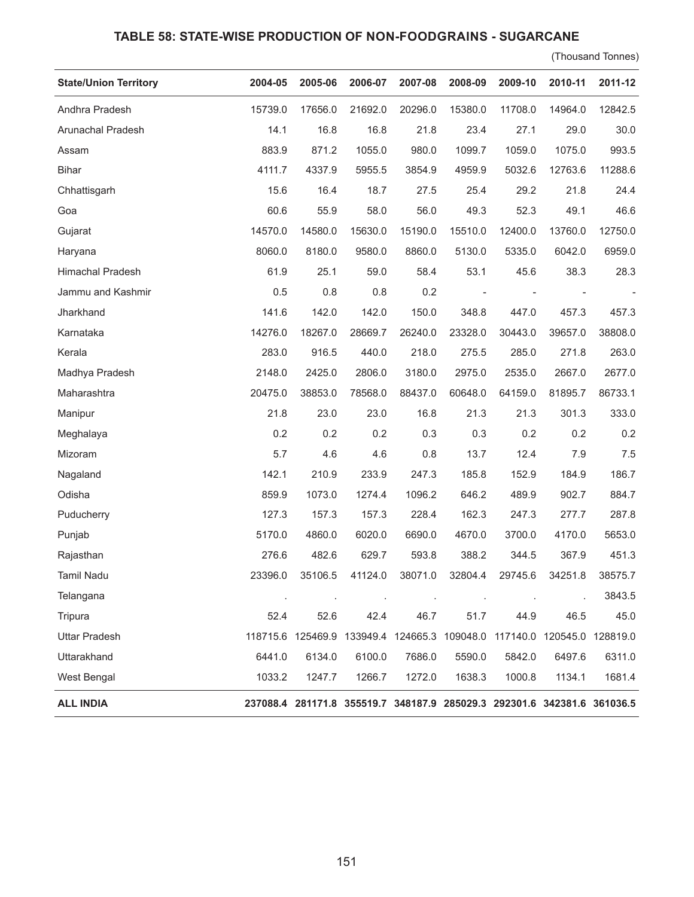## TABLE 58: STATE-WISE PRODUCTION OF NON-FOODGRAINS - SUGARCANE

(Thousand Tonnes)

| State/Union Territory | 2004-05 | 2005-06 | 2006-07 | 2007-08 | 2008-09 | 2009-10 | 2010-11 | 2011-12 |
|---|---|---|---|---|---|---|---|---|
| Andhra Pradesh | 15739.0 | 17656.0 | 21692.0 | 20296.0 | 15380.0 | 11708.0 | 14964.0 | 12842.5 |
| Arunachal Pradesh | 14.1 | 16.8 | 16.8 | 21.8 | 23.4 | 27.1 | 29.0 | 30.0 |
| Assam | 883.9 | 871.2 | 1055.0 | 980.0 | 1099.7 | 1059.0 | 1075.0 | 993.5 |
| Bihar | 4111.7 | 4337.9 | 5955.5 | 3854.9 | 4959.9 | 5032.6 | 12763.6 | 11288.6 |
| Chhattisgarh | 15.6 | 16.4 | 18.7 | 27.5 | 25.4 | 29.2 | 21.8 | 24.4 |
| Goa | 60.6 | 55.9 | 58.0 | 56.0 | 49.3 | 52.3 | 49.1 | 46.6 |
| Gujarat | 14570.0 | 14580.0 | 15630.0 | 15190.0 | 15510.0 | 12400.0 | 13760.0 | 12750.0 |
| Haryana | 8060.0 | 8180.0 | 9580.0 | 8860.0 | 5130.0 | 5335.0 | 6042.0 | 6959.0 |
| Himachal Pradesh | 61.9 | 25.1 | 59.0 | 58.4 | 53.1 | 45.6 | 38.3 | 28.3 |
| Jammu and Kashmir | 0.5 | 0.8 | 0.8 | 0.2 | - | - | - | - |
| Jharkhand | 141.6 | 142.0 | 142.0 | 150.0 | 348.8 | 447.0 | 457.3 | 457.3 |
| Karnataka | 14276.0 | 18267.0 | 28669.7 | 26240.0 | 23328.0 | 30443.0 | 39657.0 | 38808.0 |
| Kerala | 283.0 | 916.5 | 440.0 | 218.0 | 275.5 | 285.0 | 271.8 | 263.0 |
| Madhya Pradesh | 2148.0 | 2425.0 | 2806.0 | 3180.0 | 2975.0 | 2535.0 | 2667.0 | 2677.0 |
| Maharashtra | 20475.0 | 38853.0 | 78568.0 | 88437.0 | 60648.0 | 64159.0 | 81895.7 | 86733.1 |
| Manipur | 21.8 | 23.0 | 23.0 | 16.8 | 21.3 | 21.3 | 301.3 | 333.0 |
| Meghalaya | 0.2 | 0.2 | 0.2 | 0.3 | 0.3 | 0.2 | 0.2 | 0.2 |
| Mizoram | 5.7 | 4.6 | 4.6 | 0.8 | 13.7 | 12.4 | 7.9 | 7.5 |
| Nagaland | 142.1 | 210.9 | 233.9 | 247.3 | 185.8 | 152.9 | 184.9 | 186.7 |
| Odisha | 859.9 | 1073.0 | 1274.4 | 1096.2 | 646.2 | 489.9 | 902.7 | 884.7 |
| Puducherry | 127.3 | 157.3 | 157.3 | 228.4 | 162.3 | 247.3 | 277.7 | 287.8 |
| Punjab | 5170.0 | 4860.0 | 6020.0 | 6690.0 | 4670.0 | 3700.0 | 4170.0 | 5653.0 |
| Rajasthan | 276.6 | 482.6 | 629.7 | 593.8 | 388.2 | 344.5 | 367.9 | 451.3 |
| Tamil Nadu | 23396.0 | 35106.5 | 41124.0 | 38071.0 | 32804.4 | 29745.6 | 34251.8 | 38575.7 |
| Telangana | . | . | . | . | . | . | . | 3843.5 |
| Tripura | 52.4 | 52.6 | 42.4 | 46.7 | 51.7 | 44.9 | 46.5 | 45.0 |
| Uttar Pradesh | 118715.6 | 125469.9 | 133949.4 | 124665.3 | 109048.0 | 117140.0 | 120545.0 | 128819.0 |
| Uttarakhand | 6441.0 | 6134.0 | 6100.0 | 7686.0 | 5590.0 | 5842.0 | 6497.6 | 6311.0 |
| West Bengal | 1033.2 | 1247.7 | 1266.7 | 1272.0 | 1638.3 | 1000.8 | 1134.1 | 1681.4 |
| **ALL INDIA** | **237088.4** | **281171.8** | **355519.7** | **348187.9** | **285029.3** | **292301.6** | **342381.6** | **361036.5** |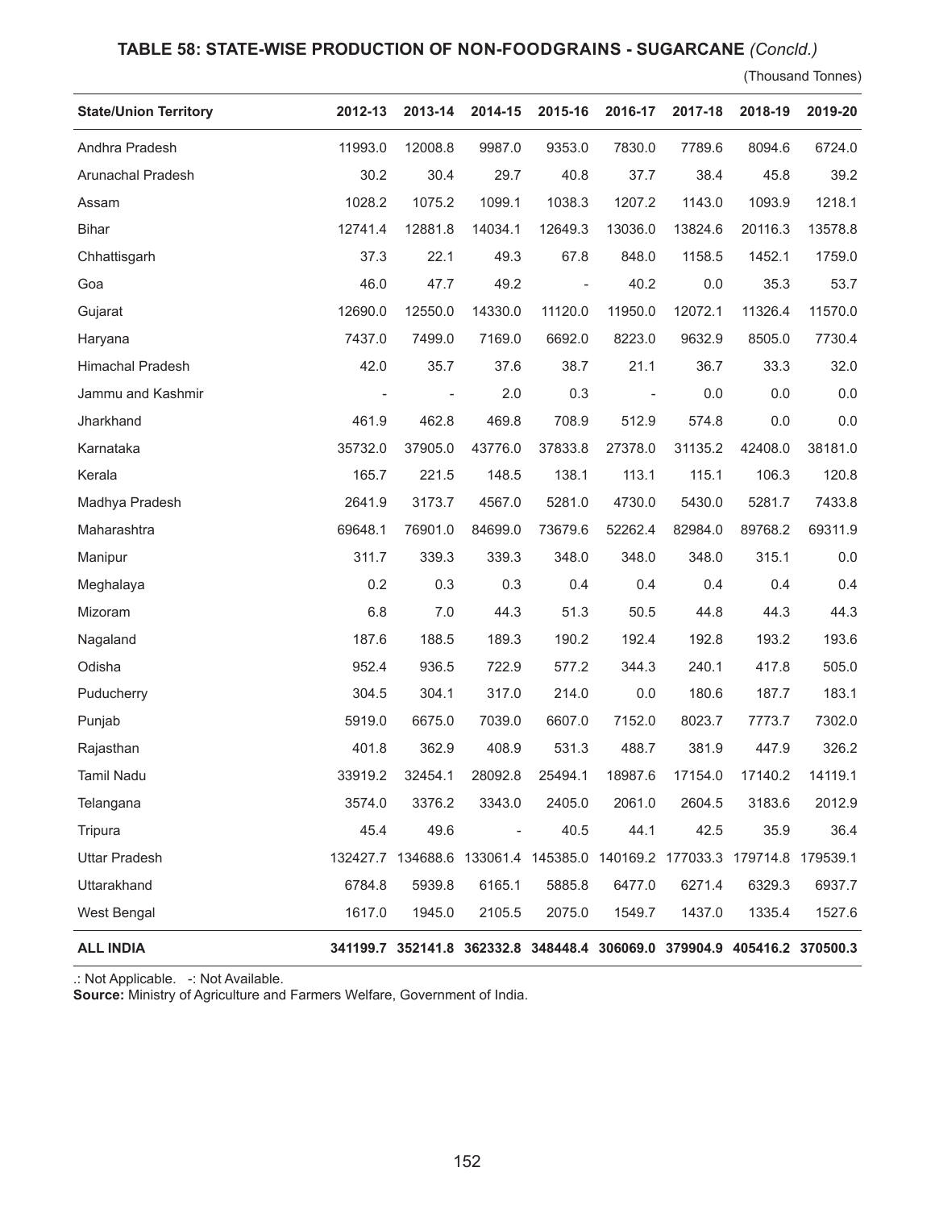## TABLE 58: STATE-WISE PRODUCTION OF NON-FOODGRAINS - SUGARCANE *(Concld.)*

(Thousand Tonnes)

| State/Union Territory | 2012-13 | 2013-14 | 2014-15 | 2015-16 | 2016-17 | 2017-18 | 2018-19 | 2019-20 |
|---|---|---|---|---|---|---|---|---|
| Andhra Pradesh | 11993.0 | 12008.8 | 9987.0 | 9353.0 | 7830.0 | 7789.6 | 8094.6 | 6724.0 |
| Arunachal Pradesh | 30.2 | 30.4 | 29.7 | 40.8 | 37.7 | 38.4 | 45.8 | 39.2 |
| Assam | 1028.2 | 1075.2 | 1099.1 | 1038.3 | 1207.2 | 1143.0 | 1093.9 | 1218.1 |
| Bihar | 12741.4 | 12881.8 | 14034.1 | 12649.3 | 13036.0 | 13824.6 | 20116.3 | 13578.8 |
| Chhattisgarh | 37.3 | 22.1 | 49.3 | 67.8 | 848.0 | 1158.5 | 1452.1 | 1759.0 |
| Goa | 46.0 | 47.7 | 49.2 | - | 40.2 | 0.0 | 35.3 | 53.7 |
| Gujarat | 12690.0 | 12550.0 | 14330.0 | 11120.0 | 11950.0 | 12072.1 | 11326.4 | 11570.0 |
| Haryana | 7437.0 | 7499.0 | 7169.0 | 6692.0 | 8223.0 | 9632.9 | 8505.0 | 7730.4 |
| Himachal Pradesh | 42.0 | 35.7 | 37.6 | 38.7 | 21.1 | 36.7 | 33.3 | 32.0 |
| Jammu and Kashmir | - | - | 2.0 | 0.3 | - | 0.0 | 0.0 | 0.0 |
| Jharkhand | 461.9 | 462.8 | 469.8 | 708.9 | 512.9 | 574.8 | 0.0 | 0.0 |
| Karnataka | 35732.0 | 37905.0 | 43776.0 | 37833.8 | 27378.0 | 31135.2 | 42408.0 | 38181.0 |
| Kerala | 165.7 | 221.5 | 148.5 | 138.1 | 113.1 | 115.1 | 106.3 | 120.8 |
| Madhya Pradesh | 2641.9 | 3173.7 | 4567.0 | 5281.0 | 4730.0 | 5430.0 | 5281.7 | 7433.8 |
| Maharashtra | 69648.1 | 76901.0 | 84699.0 | 73679.6 | 52262.4 | 82984.0 | 89768.2 | 69311.9 |
| Manipur | 311.7 | 339.3 | 339.3 | 348.0 | 348.0 | 348.0 | 315.1 | 0.0 |
| Meghalaya | 0.2 | 0.3 | 0.3 | 0.4 | 0.4 | 0.4 | 0.4 | 0.4 |
| Mizoram | 6.8 | 7.0 | 44.3 | 51.3 | 50.5 | 44.8 | 44.3 | 44.3 |
| Nagaland | 187.6 | 188.5 | 189.3 | 190.2 | 192.4 | 192.8 | 193.2 | 193.6 |
| Odisha | 952.4 | 936.5 | 722.9 | 577.2 | 344.3 | 240.1 | 417.8 | 505.0 |
| Puducherry | 304.5 | 304.1 | 317.0 | 214.0 | 0.0 | 180.6 | 187.7 | 183.1 |
| Punjab | 5919.0 | 6675.0 | 7039.0 | 6607.0 | 7152.0 | 8023.7 | 7773.7 | 7302.0 |
| Rajasthan | 401.8 | 362.9 | 408.9 | 531.3 | 488.7 | 381.9 | 447.9 | 326.2 |
| Tamil Nadu | 33919.2 | 32454.1 | 28092.8 | 25494.1 | 18987.6 | 17154.0 | 17140.2 | 14119.1 |
| Telangana | 3574.0 | 3376.2 | 3343.0 | 2405.0 | 2061.0 | 2604.5 | 3183.6 | 2012.9 |
| Tripura | 45.4 | 49.6 | - | 40.5 | 44.1 | 42.5 | 35.9 | 36.4 |
| Uttar Pradesh | 132427.7 | 134688.6 | 133061.4 | 145385.0 | 140169.2 | 177033.3 | 179714.8 | 179539.1 |
| Uttarakhand | 6784.8 | 5939.8 | 6165.1 | 5885.8 | 6477.0 | 6271.4 | 6329.3 | 6937.7 |
| West Bengal | 1617.0 | 1945.0 | 2105.5 | 2075.0 | 1549.7 | 1437.0 | 1335.4 | 1527.6 |
| **ALL INDIA** | **341199.7** | **352141.8** | **362332.8** | **348448.4** | **306069.0** | **379904.9** | **405416.2** | **370500.3** |

.: Not Applicable. -: Not Available.

**Source:** Ministry of Agriculture and Farmers Welfare, Government of India.